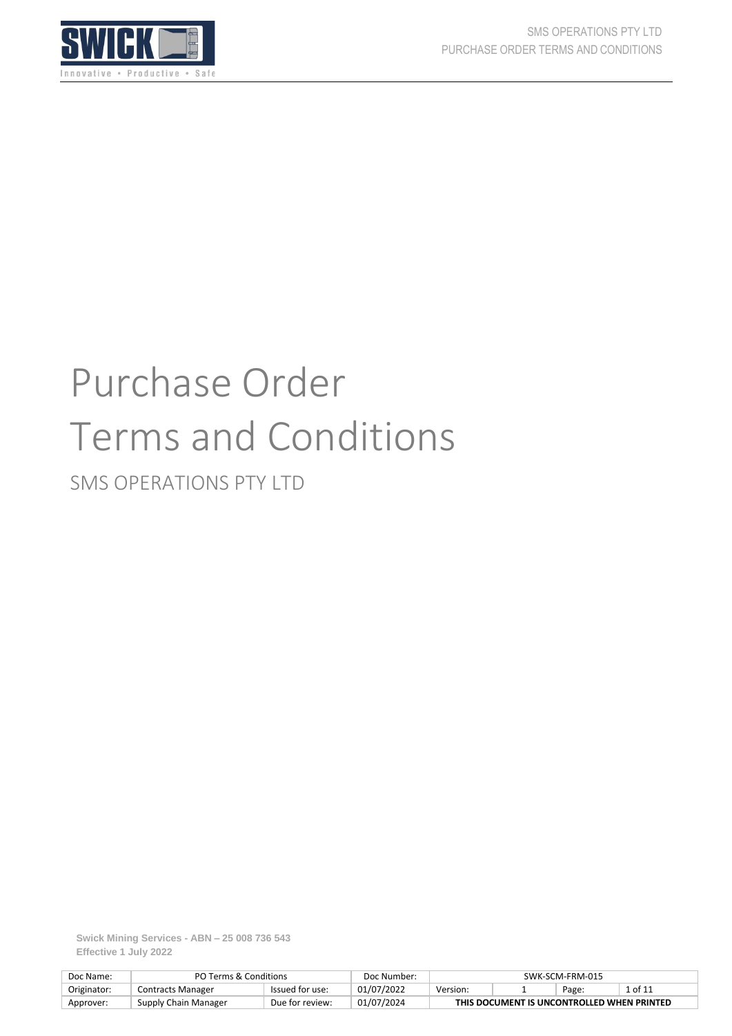# Purchase Order Terms and Conditions

## SMS OPERATIONS PTY LTD

**Swick Mining Services - ABN – 25 008 736 543**
**Effective 1 July 2022**

| Doc Name: | PO Terms & Conditions | | Doc Number: | SWK-SCM-FRM-015 | | | |
|---|---|---|---|---|---|---|---|
| Originator: | Contracts Manager | Issued for use: | 01/07/2022 | Version: | 1 | Page: | 1 of 11 |
| Approver: | Supply Chain Manager | Due for review: | 01/07/2024 | THIS DOCUMENT IS UNCONTROLLED WHEN PRINTED | | | |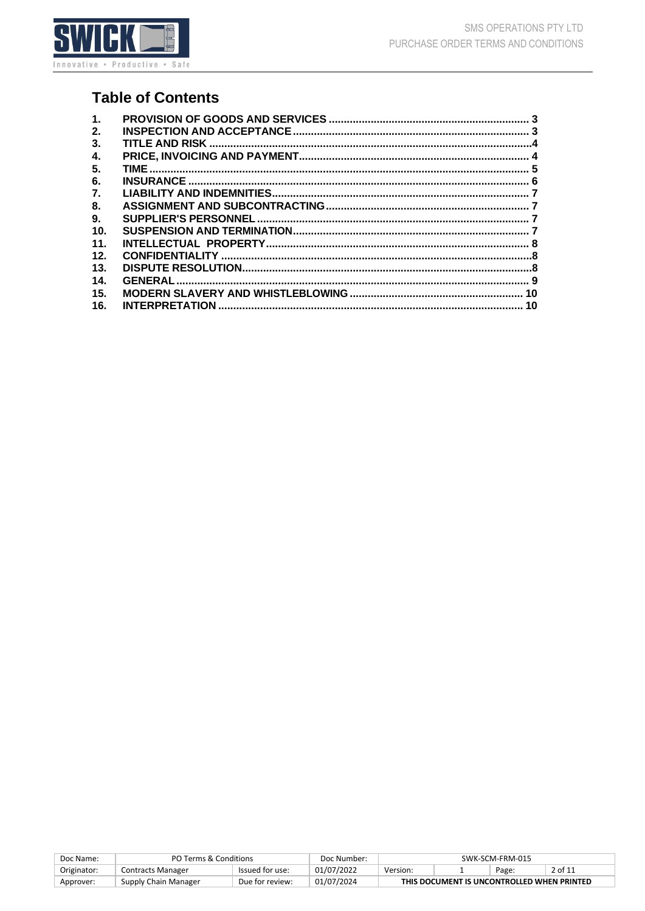## Table of Contents

| | | |
|---|---|---|
| 1. | PROVISION OF GOODS AND SERVICES | 3 |
| 2. | INSPECTION AND ACCEPTANCE | 3 |
| 3. | TITLE AND RISK | 4 |
| 4. | PRICE, INVOICING AND PAYMENT | 4 |
| 5. | TIME | 5 |
| 6. | INSURANCE | 6 |
| 7. | LIABILITY AND INDEMNITIES | 7 |
| 8. | ASSIGNMENT AND SUBCONTRACTING | 7 |
| 9. | SUPPLIER'S PERSONNEL | 7 |
| 10. | SUSPENSION AND TERMINATION | 7 |
| 11. | INTELLECTUAL PROPERTY | 8 |
| 12. | CONFIDENTIALITY | 8 |
| 13. | DISPUTE RESOLUTION | 8 |
| 14. | GENERAL | 9 |
| 15. | MODERN SLAVERY AND WHISTLEBLOWING | 10 |
| 16. | INTERPRETATION | 10 |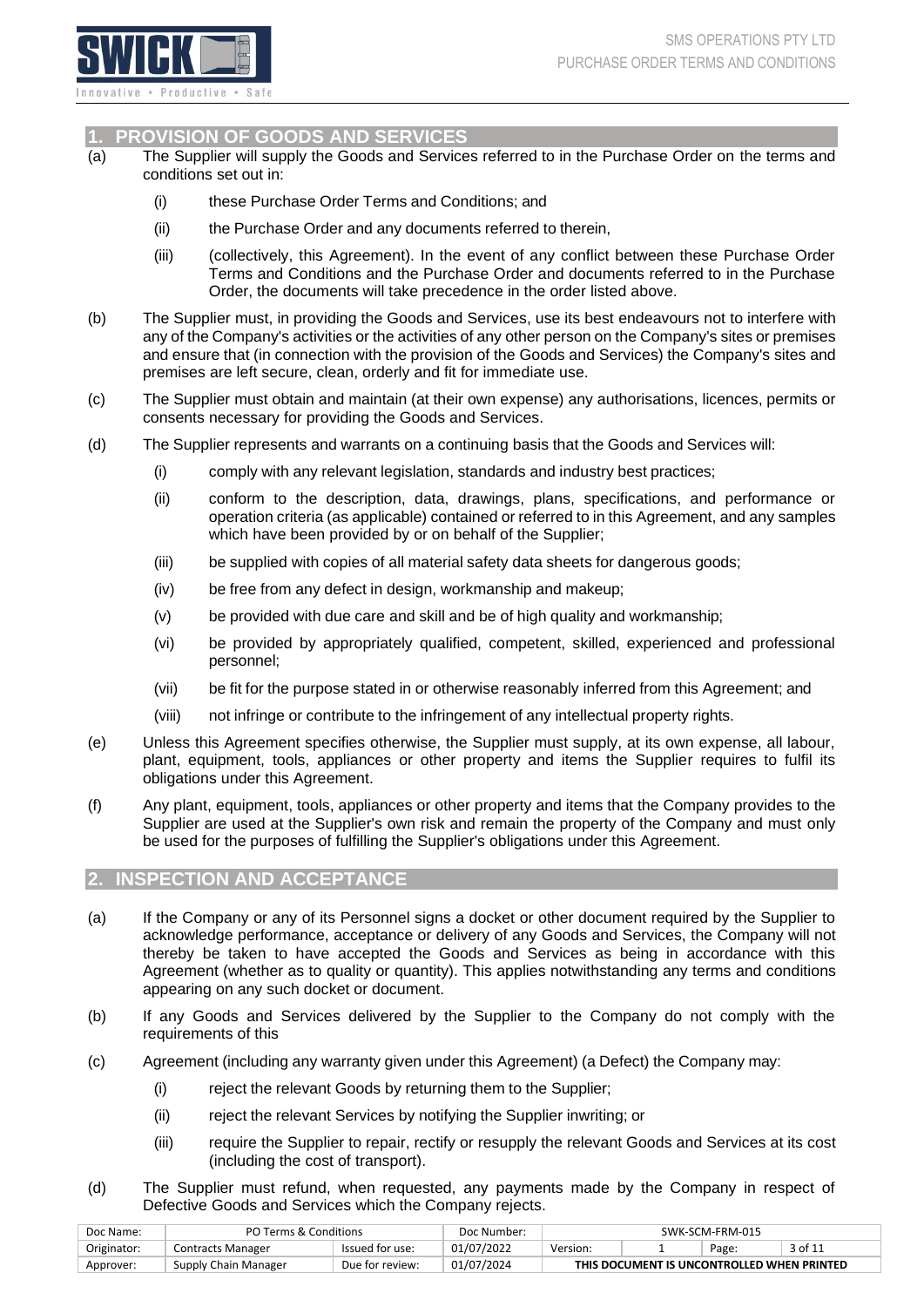## 1. PROVISION OF GOODS AND SERVICES

(a) The Supplier will supply the Goods and Services referred to in the Purchase Order on the terms and conditions set out in:

(i) these Purchase Order Terms and Conditions; and

(ii) the Purchase Order and any documents referred to therein,

(iii) (collectively, this Agreement). In the event of any conflict between these Purchase Order Terms and Conditions and the Purchase Order and documents referred to in the Purchase Order, the documents will take precedence in the order listed above.

(b) The Supplier must, in providing the Goods and Services, use its best endeavours not to interfere with any of the Company's activities or the activities of any other person on the Company's sites or premises and ensure that (in connection with the provision of the Goods and Services) the Company's sites and premises are left secure, clean, orderly and fit for immediate use.

(c) The Supplier must obtain and maintain (at their own expense) any authorisations, licences, permits or consents necessary for providing the Goods and Services.

(d) The Supplier represents and warrants on a continuing basis that the Goods and Services will:

(i) comply with any relevant legislation, standards and industry best practices;

(ii) conform to the description, data, drawings, plans, specifications, and performance or operation criteria (as applicable) contained or referred to in this Agreement, and any samples which have been provided by or on behalf of the Supplier;

(iii) be supplied with copies of all material safety data sheets for dangerous goods;

(iv) be free from any defect in design, workmanship and makeup;

(v) be provided with due care and skill and be of high quality and workmanship;

(vi) be provided by appropriately qualified, competent, skilled, experienced and professional personnel;

(vii) be fit for the purpose stated in or otherwise reasonably inferred from this Agreement; and

(viii) not infringe or contribute to the infringement of any intellectual property rights.

(e) Unless this Agreement specifies otherwise, the Supplier must supply, at its own expense, all labour, plant, equipment, tools, appliances or other property and items the Supplier requires to fulfil its obligations under this Agreement.

(f) Any plant, equipment, tools, appliances or other property and items that the Company provides to the Supplier are used at the Supplier's own risk and remain the property of the Company and must only be used for the purposes of fulfilling the Supplier's obligations under this Agreement.

## 2. INSPECTION AND ACCEPTANCE

(a) If the Company or any of its Personnel signs a docket or other document required by the Supplier to acknowledge performance, acceptance or delivery of any Goods and Services, the Company will not thereby be taken to have accepted the Goods and Services as being in accordance with this Agreement (whether as to quality or quantity). This applies notwithstanding any terms and conditions appearing on any such docket or document.

(b) If any Goods and Services delivered by the Supplier to the Company do not comply with the requirements of this

(c) Agreement (including any warranty given under this Agreement) (a Defect) the Company may:

(i) reject the relevant Goods by returning them to the Supplier;

(ii) reject the relevant Services by notifying the Supplier inwriting; or

(iii) require the Supplier to repair, rectify or resupply the relevant Goods and Services at its cost (including the cost of transport).

(d) The Supplier must refund, when requested, any payments made by the Company in respect of Defective Goods and Services which the Company rejects.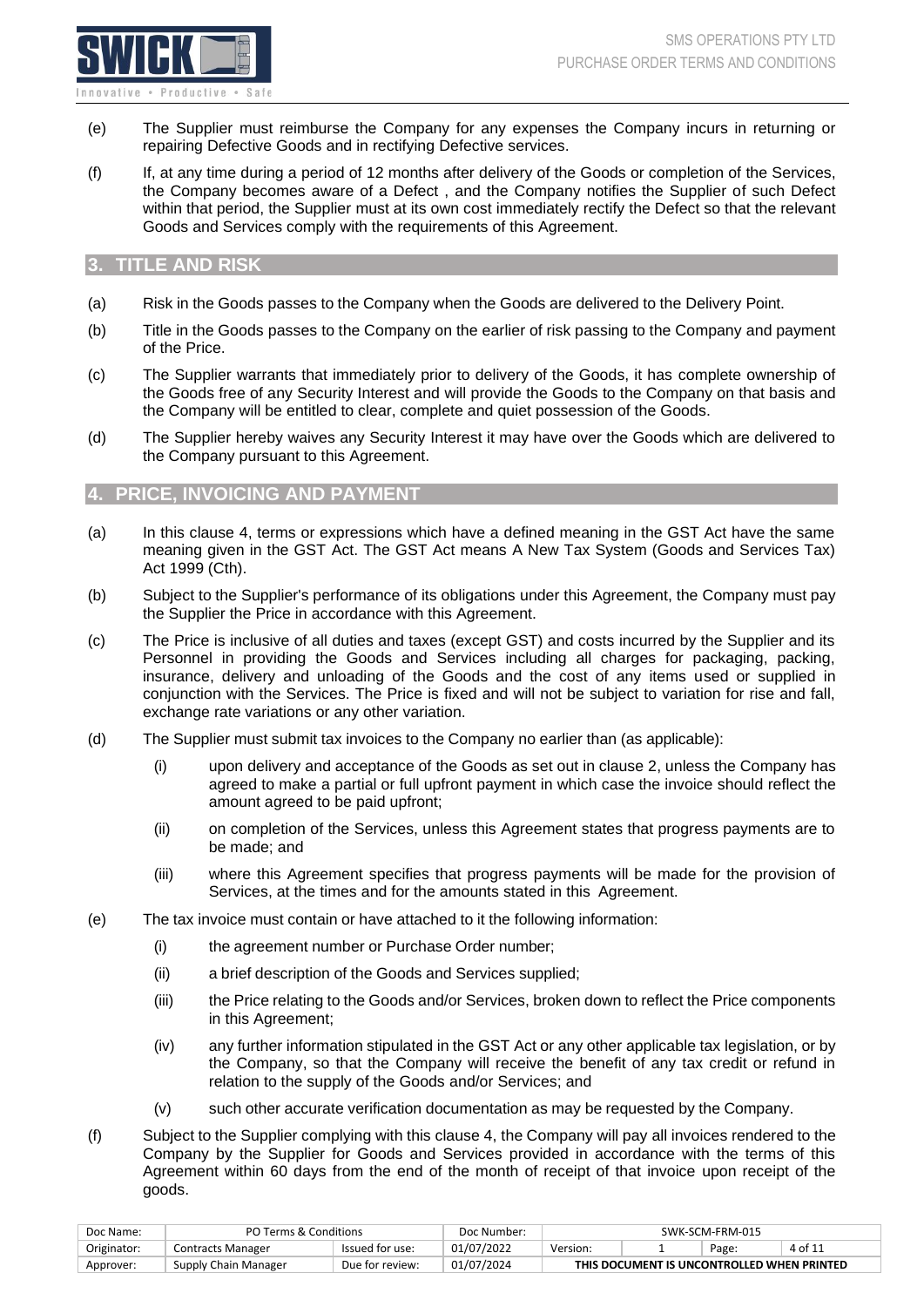(e) The Supplier must reimburse the Company for any expenses the Company incurs in returning or repairing Defective Goods and in rectifying Defective services.

(f) If, at any time during a period of 12 months after delivery of the Goods or completion of the Services, the Company becomes aware of a Defect , and the Company notifies the Supplier of such Defect within that period, the Supplier must at its own cost immediately rectify the Defect so that the relevant Goods and Services comply with the requirements of this Agreement.

## 3. TITLE AND RISK

(a) Risk in the Goods passes to the Company when the Goods are delivered to the Delivery Point.

(b) Title in the Goods passes to the Company on the earlier of risk passing to the Company and payment of the Price.

(c) The Supplier warrants that immediately prior to delivery of the Goods, it has complete ownership of the Goods free of any Security Interest and will provide the Goods to the Company on that basis and the Company will be entitled to clear, complete and quiet possession of the Goods.

(d) The Supplier hereby waives any Security Interest it may have over the Goods which are delivered to the Company pursuant to this Agreement.

## 4. PRICE, INVOICING AND PAYMENT

(a) In this clause 4, terms or expressions which have a defined meaning in the GST Act have the same meaning given in the GST Act. The GST Act means A New Tax System (Goods and Services Tax) Act 1999 (Cth).

(b) Subject to the Supplier's performance of its obligations under this Agreement, the Company must pay the Supplier the Price in accordance with this Agreement.

(c) The Price is inclusive of all duties and taxes (except GST) and costs incurred by the Supplier and its Personnel in providing the Goods and Services including all charges for packaging, packing, insurance, delivery and unloading of the Goods and the cost of any items used or supplied in conjunction with the Services. The Price is fixed and will not be subject to variation for rise and fall, exchange rate variations or any other variation.

(d) The Supplier must submit tax invoices to the Company no earlier than (as applicable):

  (i) upon delivery and acceptance of the Goods as set out in clause 2, unless the Company has agreed to make a partial or full upfront payment in which case the invoice should reflect the amount agreed to be paid upfront;

  (ii) on completion of the Services, unless this Agreement states that progress payments are to be made; and

  (iii) where this Agreement specifies that progress payments will be made for the provision of Services, at the times and for the amounts stated in this Agreement.

(e) The tax invoice must contain or have attached to it the following information:

  (i) the agreement number or Purchase Order number;

  (ii) a brief description of the Goods and Services supplied;

  (iii) the Price relating to the Goods and/or Services, broken down to reflect the Price components in this Agreement;

  (iv) any further information stipulated in the GST Act or any other applicable tax legislation, or by the Company, so that the Company will receive the benefit of any tax credit or refund in relation to the supply of the Goods and/or Services; and

  (v) such other accurate verification documentation as may be requested by the Company.

(f) Subject to the Supplier complying with this clause 4, the Company will pay all invoices rendered to the Company by the Supplier for Goods and Services provided in accordance with the terms of this Agreement within 60 days from the end of the month of receipt of that invoice upon receipt of the goods.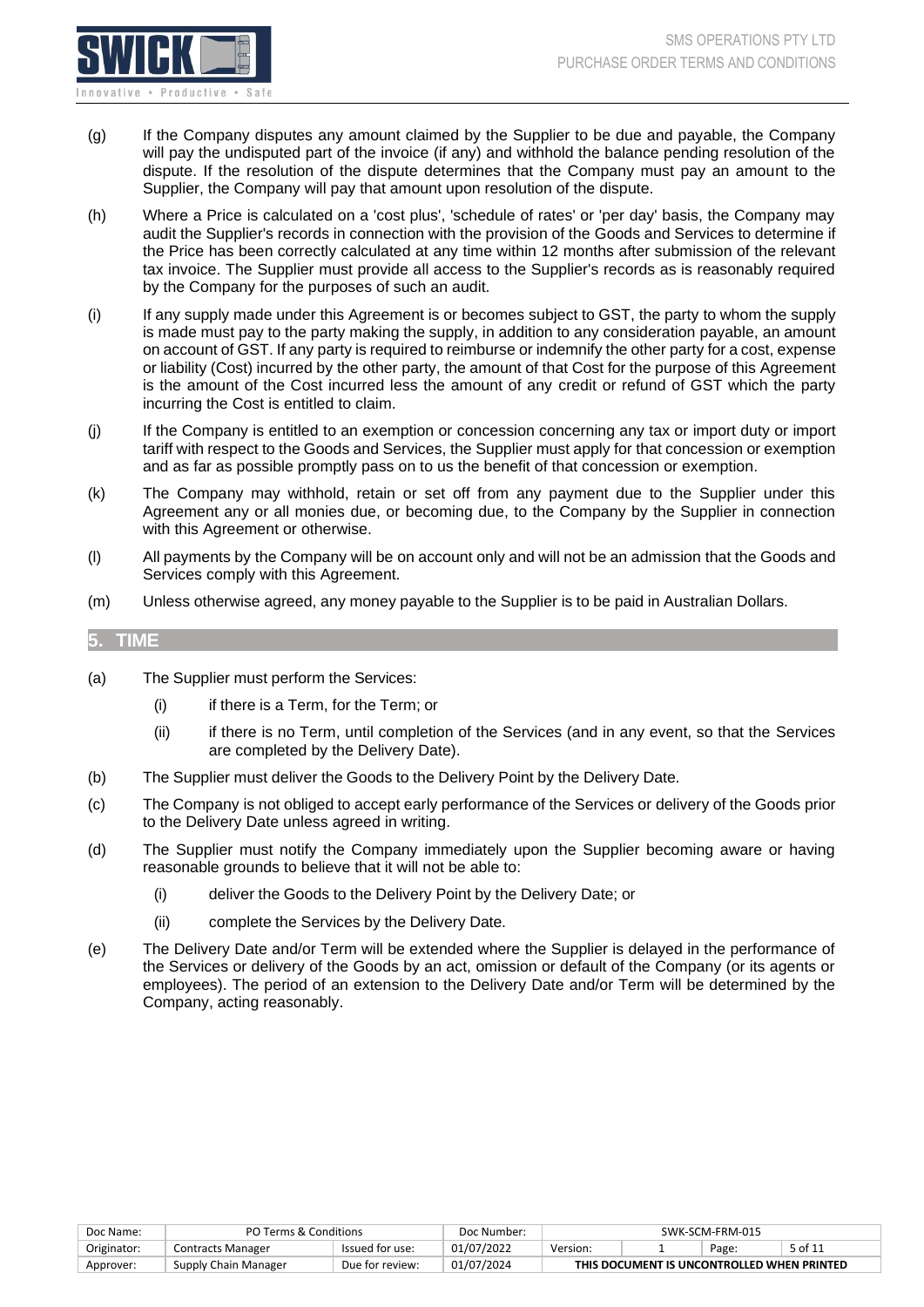(g) If the Company disputes any amount claimed by the Supplier to be due and payable, the Company will pay the undisputed part of the invoice (if any) and withhold the balance pending resolution of the dispute. If the resolution of the dispute determines that the Company must pay an amount to the Supplier, the Company will pay that amount upon resolution of the dispute.

(h) Where a Price is calculated on a 'cost plus', 'schedule of rates' or 'per day' basis, the Company may audit the Supplier's records in connection with the provision of the Goods and Services to determine if the Price has been correctly calculated at any time within 12 months after submission of the relevant tax invoice. The Supplier must provide all access to the Supplier's records as is reasonably required by the Company for the purposes of such an audit.

(i) If any supply made under this Agreement is or becomes subject to GST, the party to whom the supply is made must pay to the party making the supply, in addition to any consideration payable, an amount on account of GST. If any party is required to reimburse or indemnify the other party for a cost, expense or liability (Cost) incurred by the other party, the amount of that Cost for the purpose of this Agreement is the amount of the Cost incurred less the amount of any credit or refund of GST which the party incurring the Cost is entitled to claim.

(j) If the Company is entitled to an exemption or concession concerning any tax or import duty or import tariff with respect to the Goods and Services, the Supplier must apply for that concession or exemption and as far as possible promptly pass on to us the benefit of that concession or exemption.

(k) The Company may withhold, retain or set off from any payment due to the Supplier under this Agreement any or all monies due, or becoming due, to the Company by the Supplier in connection with this Agreement or otherwise.

(l) All payments by the Company will be on account only and will not be an admission that the Goods and Services comply with this Agreement.

(m) Unless otherwise agreed, any money payable to the Supplier is to be paid in Australian Dollars.

## 5. TIME

(a) The Supplier must perform the Services:

  (i) if there is a Term, for the Term; or

  (ii) if there is no Term, until completion of the Services (and in any event, so that the Services are completed by the Delivery Date).

(b) The Supplier must deliver the Goods to the Delivery Point by the Delivery Date.

(c) The Company is not obliged to accept early performance of the Services or delivery of the Goods prior to the Delivery Date unless agreed in writing.

(d) The Supplier must notify the Company immediately upon the Supplier becoming aware or having reasonable grounds to believe that it will not be able to:

  (i) deliver the Goods to the Delivery Point by the Delivery Date; or

  (ii) complete the Services by the Delivery Date.

(e) The Delivery Date and/or Term will be extended where the Supplier is delayed in the performance of the Services or delivery of the Goods by an act, omission or default of the Company (or its agents or employees). The period of an extension to the Delivery Date and/or Term will be determined by the Company, acting reasonably.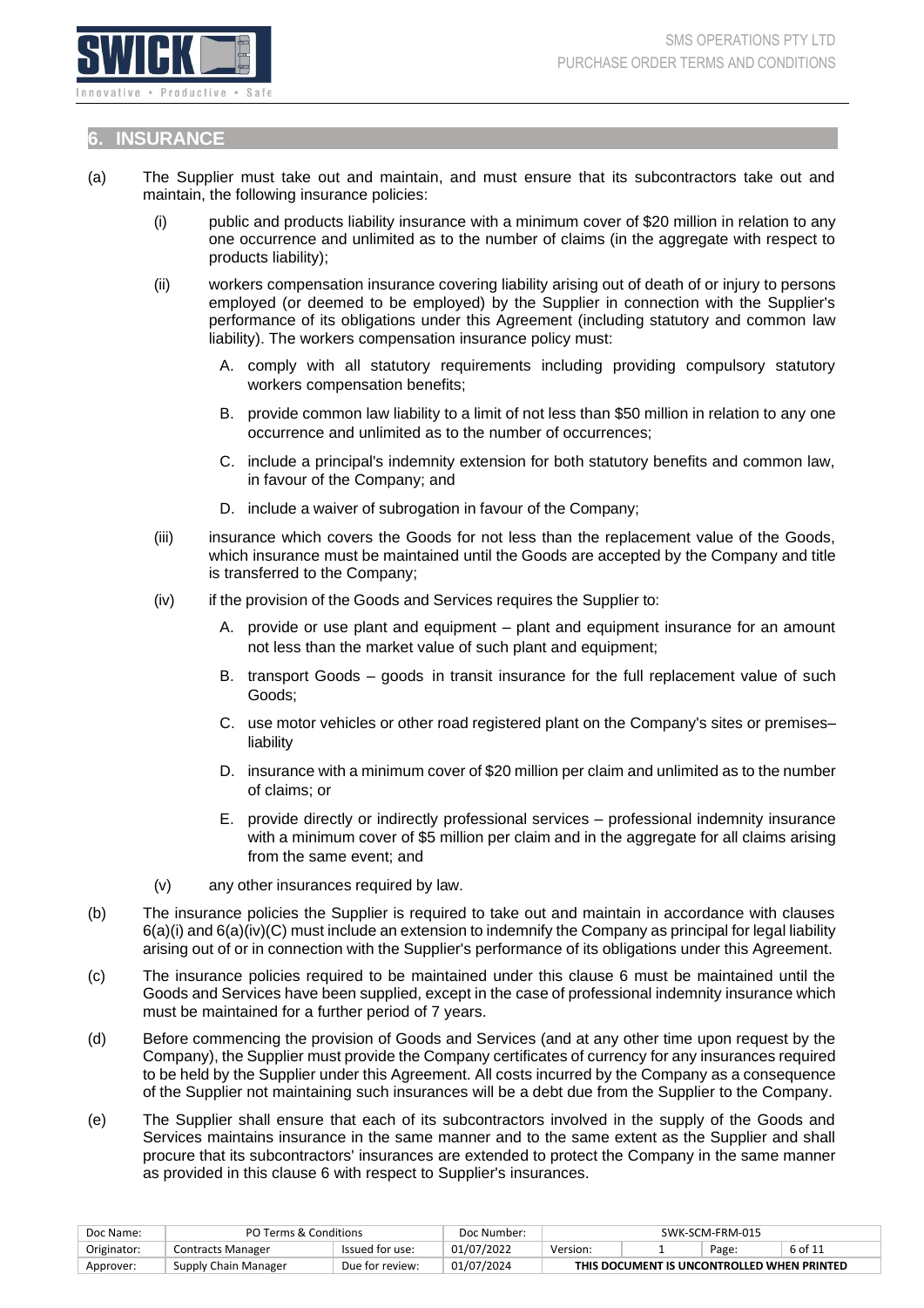## 6. INSURANCE

(a) The Supplier must take out and maintain, and must ensure that its subcontractors take out and maintain, the following insurance policies:

   (i) public and products liability insurance with a minimum cover of $20 million in relation to any one occurrence and unlimited as to the number of claims (in the aggregate with respect to products liability);

   (ii) workers compensation insurance covering liability arising out of death of or injury to persons employed (or deemed to be employed) by the Supplier in connection with the Supplier's performance of its obligations under this Agreement (including statutory and common law liability). The workers compensation insurance policy must:

      A. comply with all statutory requirements including providing compulsory statutory workers compensation benefits;

      B. provide common law liability to a limit of not less than $50 million in relation to any one occurrence and unlimited as to the number of occurrences;

      C. include a principal's indemnity extension for both statutory benefits and common law, in favour of the Company; and

      D. include a waiver of subrogation in favour of the Company;

   (iii) insurance which covers the Goods for not less than the replacement value of the Goods, which insurance must be maintained until the Goods are accepted by the Company and title is transferred to the Company;

   (iv) if the provision of the Goods and Services requires the Supplier to:

      A. provide or use plant and equipment – plant and equipment insurance for an amount not less than the market value of such plant and equipment;

      B. transport Goods – goods in transit insurance for the full replacement value of such Goods;

      C. use motor vehicles or other road registered plant on the Company's sites or premises– liability

      D. insurance with a minimum cover of $20 million per claim and unlimited as to the number of claims; or

      E. provide directly or indirectly professional services – professional indemnity insurance with a minimum cover of $5 million per claim and in the aggregate for all claims arising from the same event; and

   (v) any other insurances required by law.

(b) The insurance policies the Supplier is required to take out and maintain in accordance with clauses 6(a)(i) and 6(a)(iv)(C) must include an extension to indemnify the Company as principal for legal liability arising out of or in connection with the Supplier's performance of its obligations under this Agreement.

(c) The insurance policies required to be maintained under this clause 6 must be maintained until the Goods and Services have been supplied, except in the case of professional indemnity insurance which must be maintained for a further period of 7 years.

(d) Before commencing the provision of Goods and Services (and at any other time upon request by the Company), the Supplier must provide the Company certificates of currency for any insurances required to be held by the Supplier under this Agreement. All costs incurred by the Company as a consequence of the Supplier not maintaining such insurances will be a debt due from the Supplier to the Company.

(e) The Supplier shall ensure that each of its subcontractors involved in the supply of the Goods and Services maintains insurance in the same manner and to the same extent as the Supplier and shall procure that its subcontractors' insurances are extended to protect the Company in the same manner as provided in this clause 6 with respect to Supplier's insurances.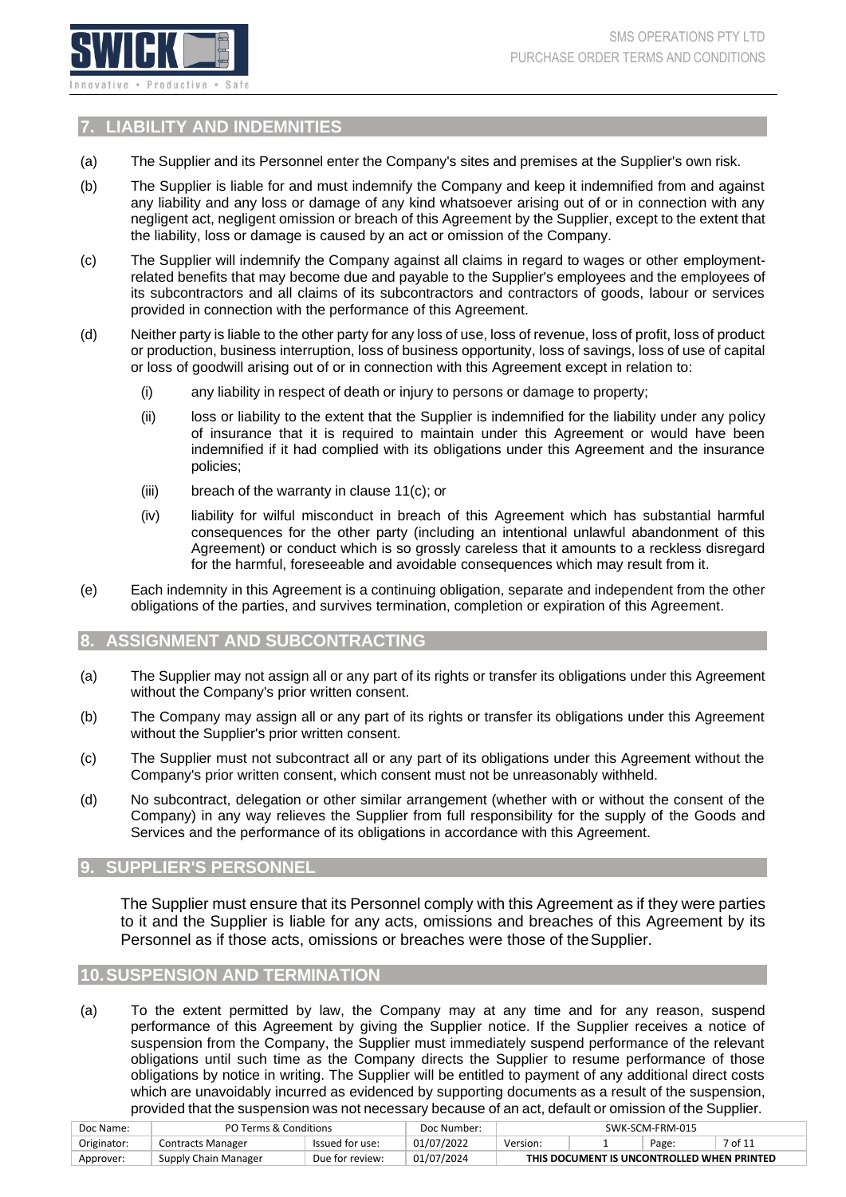## 7. LIABILITY AND INDEMNITIES

(a) The Supplier and its Personnel enter the Company's sites and premises at the Supplier's own risk.

(b) The Supplier is liable for and must indemnify the Company and keep it indemnified from and against any liability and any loss or damage of any kind whatsoever arising out of or in connection with any negligent act, negligent omission or breach of this Agreement by the Supplier, except to the extent that the liability, loss or damage is caused by an act or omission of the Company.

(c) The Supplier will indemnify the Company against all claims in regard to wages or other employment-related benefits that may become due and payable to the Supplier's employees and the employees of its subcontractors and all claims of its subcontractors and contractors of goods, labour or services provided in connection with the performance of this Agreement.

(d) Neither party is liable to the other party for any loss of use, loss of revenue, loss of profit, loss of product or production, business interruption, loss of business opportunity, loss of savings, loss of use of capital or loss of goodwill arising out of or in connection with this Agreement except in relation to:

   (i) any liability in respect of death or injury to persons or damage to property;

   (ii) loss or liability to the extent that the Supplier is indemnified for the liability under any policy of insurance that it is required to maintain under this Agreement or would have been indemnified if it had complied with its obligations under this Agreement and the insurance policies;

   (iii) breach of the warranty in clause 11(c); or

   (iv) liability for wilful misconduct in breach of this Agreement which has substantial harmful consequences for the other party (including an intentional unlawful abandonment of this Agreement) or conduct which is so grossly careless that it amounts to a reckless disregard for the harmful, foreseeable and avoidable consequences which may result from it.

(e) Each indemnity in this Agreement is a continuing obligation, separate and independent from the other obligations of the parties, and survives termination, completion or expiration of this Agreement.

## 8. ASSIGNMENT AND SUBCONTRACTING

(a) The Supplier may not assign all or any part of its rights or transfer its obligations under this Agreement without the Company's prior written consent.

(b) The Company may assign all or any part of its rights or transfer its obligations under this Agreement without the Supplier's prior written consent.

(c) The Supplier must not subcontract all or any part of its obligations under this Agreement without the Company's prior written consent, which consent must not be unreasonably withheld.

(d) No subcontract, delegation or other similar arrangement (whether with or without the consent of the Company) in any way relieves the Supplier from full responsibility for the supply of the Goods and Services and the performance of its obligations in accordance with this Agreement.

## 9. SUPPLIER'S PERSONNEL

The Supplier must ensure that its Personnel comply with this Agreement as if they were parties to it and the Supplier is liable for any acts, omissions and breaches of this Agreement by its Personnel as if those acts, omissions or breaches were those of the Supplier.

## 10. SUSPENSION AND TERMINATION

(a) To the extent permitted by law, the Company may at any time and for any reason, suspend performance of this Agreement by giving the Supplier notice. If the Supplier receives a notice of suspension from the Company, the Supplier must immediately suspend performance of the relevant obligations until such time as the Company directs the Supplier to resume performance of those obligations by notice in writing. The Supplier will be entitled to payment of any additional direct costs which are unavoidably incurred as evidenced by supporting documents as a result of the suspension, provided that the suspension was not necessary because of an act, default or omission of the Supplier.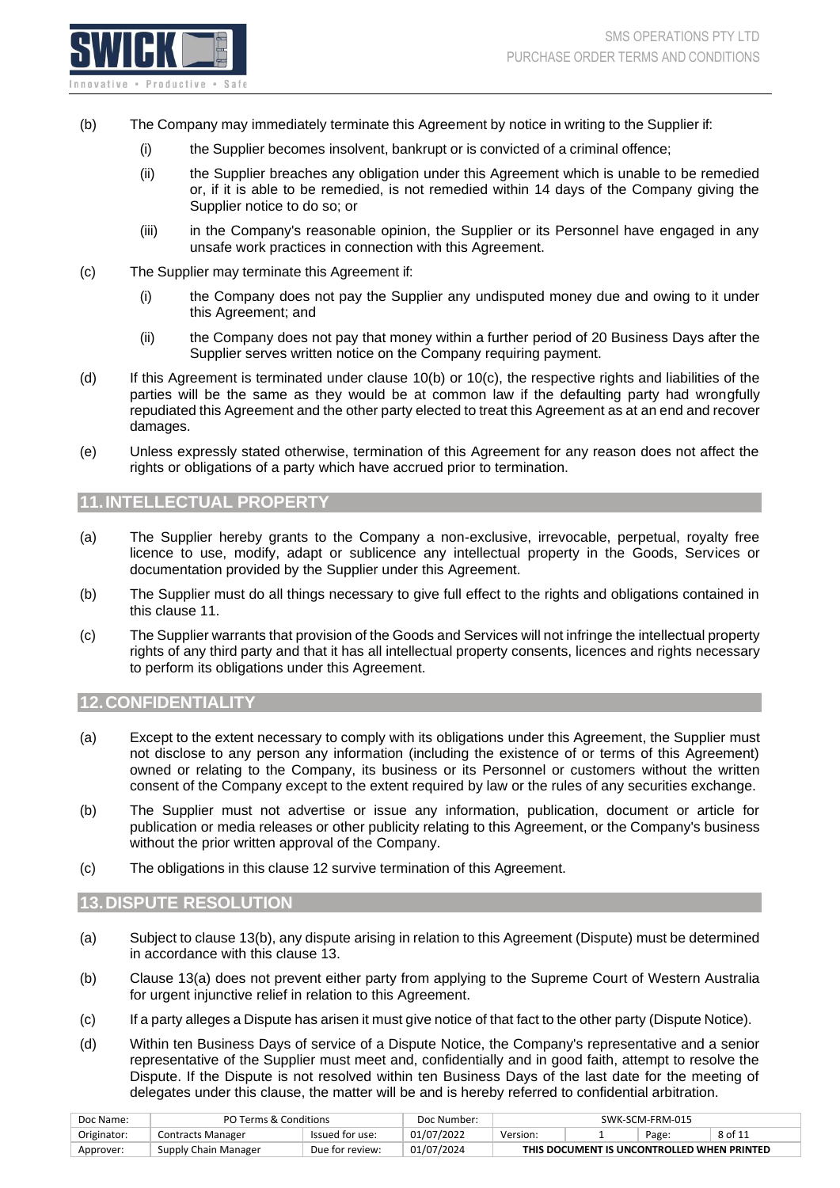(b) The Company may immediately terminate this Agreement by notice in writing to the Supplier if:

    (i) the Supplier becomes insolvent, bankrupt or is convicted of a criminal offence;

    (ii) the Supplier breaches any obligation under this Agreement which is unable to be remedied or, if it is able to be remedied, is not remedied within 14 days of the Company giving the Supplier notice to do so; or

    (iii) in the Company's reasonable opinion, the Supplier or its Personnel have engaged in any unsafe work practices in connection with this Agreement.

(c) The Supplier may terminate this Agreement if:

    (i) the Company does not pay the Supplier any undisputed money due and owing to it under this Agreement; and

    (ii) the Company does not pay that money within a further period of 20 Business Days after the Supplier serves written notice on the Company requiring payment.

(d) If this Agreement is terminated under clause 10(b) or 10(c), the respective rights and liabilities of the parties will be the same as they would be at common law if the defaulting party had wrongfully repudiated this Agreement and the other party elected to treat this Agreement as at an end and recover damages.

(e) Unless expressly stated otherwise, termination of this Agreement for any reason does not affect the rights or obligations of a party which have accrued prior to termination.

## 11. INTELLECTUAL PROPERTY

(a) The Supplier hereby grants to the Company a non-exclusive, irrevocable, perpetual, royalty free licence to use, modify, adapt or sublicence any intellectual property in the Goods, Services or documentation provided by the Supplier under this Agreement.

(b) The Supplier must do all things necessary to give full effect to the rights and obligations contained in this clause 11.

(c) The Supplier warrants that provision of the Goods and Services will not infringe the intellectual property rights of any third party and that it has all intellectual property consents, licences and rights necessary to perform its obligations under this Agreement.

## 12. CONFIDENTIALITY

(a) Except to the extent necessary to comply with its obligations under this Agreement, the Supplier must not disclose to any person any information (including the existence of or terms of this Agreement) owned or relating to the Company, its business or its Personnel or customers without the written consent of the Company except to the extent required by law or the rules of any securities exchange.

(b) The Supplier must not advertise or issue any information, publication, document or article for publication or media releases or other publicity relating to this Agreement, or the Company's business without the prior written approval of the Company.

(c) The obligations in this clause 12 survive termination of this Agreement.

## 13. DISPUTE RESOLUTION

(a) Subject to clause 13(b), any dispute arising in relation to this Agreement (Dispute) must be determined in accordance with this clause 13.

(b) Clause 13(a) does not prevent either party from applying to the Supreme Court of Western Australia for urgent injunctive relief in relation to this Agreement.

(c) If a party alleges a Dispute has arisen it must give notice of that fact to the other party (Dispute Notice).

(d) Within ten Business Days of service of a Dispute Notice, the Company's representative and a senior representative of the Supplier must meet and, confidentially and in good faith, attempt to resolve the Dispute. If the Dispute is not resolved within ten Business Days of the last date for the meeting of delegates under this clause, the matter will be and is hereby referred to confidential arbitration.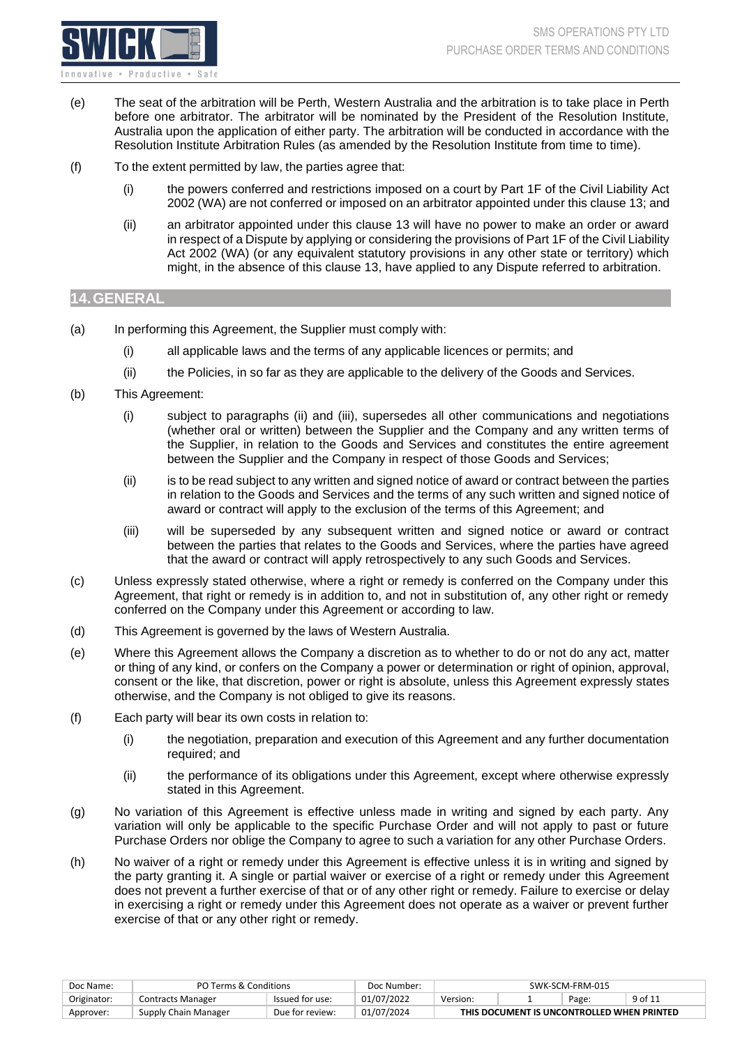(e) The seat of the arbitration will be Perth, Western Australia and the arbitration is to take place in Perth before one arbitrator. The arbitrator will be nominated by the President of the Resolution Institute, Australia upon the application of either party. The arbitration will be conducted in accordance with the Resolution Institute Arbitration Rules (as amended by the Resolution Institute from time to time).

(f) To the extent permitted by law, the parties agree that:

  (i) the powers conferred and restrictions imposed on a court by Part 1F of the Civil Liability Act 2002 (WA) are not conferred or imposed on an arbitrator appointed under this clause 13; and

  (ii) an arbitrator appointed under this clause 13 will have no power to make an order or award in respect of a Dispute by applying or considering the provisions of Part 1F of the Civil Liability Act 2002 (WA) (or any equivalent statutory provisions in any other state or territory) which might, in the absence of this clause 13, have applied to any Dispute referred to arbitration.

## 14. GENERAL

(a) In performing this Agreement, the Supplier must comply with:

  (i) all applicable laws and the terms of any applicable licences or permits; and

  (ii) the Policies, in so far as they are applicable to the delivery of the Goods and Services.

(b) This Agreement:

  (i) subject to paragraphs (ii) and (iii), supersedes all other communications and negotiations (whether oral or written) between the Supplier and the Company and any written terms of the Supplier, in relation to the Goods and Services and constitutes the entire agreement between the Supplier and the Company in respect of those Goods and Services;

  (ii) is to be read subject to any written and signed notice of award or contract between the parties in relation to the Goods and Services and the terms of any such written and signed notice of award or contract will apply to the exclusion of the terms of this Agreement; and

  (iii) will be superseded by any subsequent written and signed notice or award or contract between the parties that relates to the Goods and Services, where the parties have agreed that the award or contract will apply retrospectively to any such Goods and Services.

(c) Unless expressly stated otherwise, where a right or remedy is conferred on the Company under this Agreement, that right or remedy is in addition to, and not in substitution of, any other right or remedy conferred on the Company under this Agreement or according to law.

(d) This Agreement is governed by the laws of Western Australia.

(e) Where this Agreement allows the Company a discretion as to whether to do or not do any act, matter or thing of any kind, or confers on the Company a power or determination or right of opinion, approval, consent or the like, that discretion, power or right is absolute, unless this Agreement expressly states otherwise, and the Company is not obliged to give its reasons.

(f) Each party will bear its own costs in relation to:

  (i) the negotiation, preparation and execution of this Agreement and any further documentation required; and

  (ii) the performance of its obligations under this Agreement, except where otherwise expressly stated in this Agreement.

(g) No variation of this Agreement is effective unless made in writing and signed by each party. Any variation will only be applicable to the specific Purchase Order and will not apply to past or future Purchase Orders nor oblige the Company to agree to such a variation for any other Purchase Orders.

(h) No waiver of a right or remedy under this Agreement is effective unless it is in writing and signed by the party granting it. A single or partial waiver or exercise of a right or remedy under this Agreement does not prevent a further exercise of that or of any other right or remedy. Failure to exercise or delay in exercising a right or remedy under this Agreement does not operate as a waiver or prevent further exercise of that or any other right or remedy.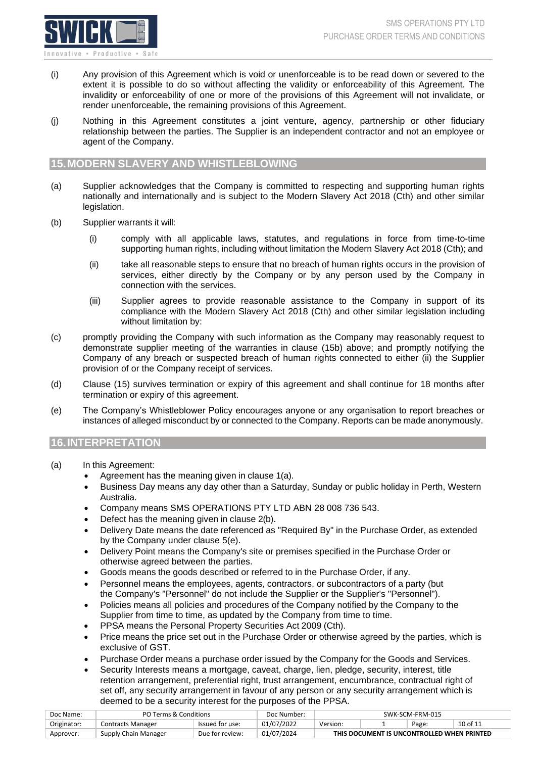(i) Any provision of this Agreement which is void or unenforceable is to be read down or severed to the extent it is possible to do so without affecting the validity or enforceability of this Agreement. The invalidity or enforceability of one or more of the provisions of this Agreement will not invalidate, or render unenforceable, the remaining provisions of this Agreement.

(j) Nothing in this Agreement constitutes a joint venture, agency, partnership or other fiduciary relationship between the parties. The Supplier is an independent contractor and not an employee or agent of the Company.

## 15. MODERN SLAVERY AND WHISTLEBLOWING

(a) Supplier acknowledges that the Company is committed to respecting and supporting human rights nationally and internationally and is subject to the Modern Slavery Act 2018 (Cth) and other similar legislation.

(b) Supplier warrants it will:

   (i) comply with all applicable laws, statutes, and regulations in force from time-to-time supporting human rights, including without limitation the Modern Slavery Act 2018 (Cth); and

   (ii) take all reasonable steps to ensure that no breach of human rights occurs in the provision of services, either directly by the Company or by any person used by the Company in connection with the services.

   (iii) Supplier agrees to provide reasonable assistance to the Company in support of its compliance with the Modern Slavery Act 2018 (Cth) and other similar legislation including without limitation by:

(c) promptly providing the Company with such information as the Company may reasonably request to demonstrate supplier meeting of the warranties in clause (15b) above; and promptly notifying the Company of any breach or suspected breach of human rights connected to either (ii) the Supplier provision of or the Company receipt of services.

(d) Clause (15) survives termination or expiry of this agreement and shall continue for 18 months after termination or expiry of this agreement.

(e) The Company's Whistleblower Policy encourages anyone or any organisation to report breaches or instances of alleged misconduct by or connected to the Company. Reports can be made anonymously.

## 16. INTERPRETATION

(a) In this Agreement:

- Agreement has the meaning given in clause 1(a).
- Business Day means any day other than a Saturday, Sunday or public holiday in Perth, Western Australia.
- Company means SMS OPERATIONS PTY LTD ABN 28 008 736 543.
- Defect has the meaning given in clause 2(b).
- Delivery Date means the date referenced as "Required By" in the Purchase Order, as extended by the Company under clause 5(e).
- Delivery Point means the Company's site or premises specified in the Purchase Order or otherwise agreed between the parties.
- Goods means the goods described or referred to in the Purchase Order, if any.
- Personnel means the employees, agents, contractors, or subcontractors of a party (but the Company's "Personnel" do not include the Supplier or the Supplier's "Personnel").
- Policies means all policies and procedures of the Company notified by the Company to the Supplier from time to time, as updated by the Company from time to time.
- PPSA means the Personal Property Securities Act 2009 (Cth).
- Price means the price set out in the Purchase Order or otherwise agreed by the parties, which is exclusive of GST.
- Purchase Order means a purchase order issued by the Company for the Goods and Services.
- Security Interests means a mortgage, caveat, charge, lien, pledge, security, interest, title retention arrangement, preferential right, trust arrangement, encumbrance, contractual right of set off, any security arrangement in favour of any person or any security arrangement which is deemed to be a security interest for the purposes of the PPSA.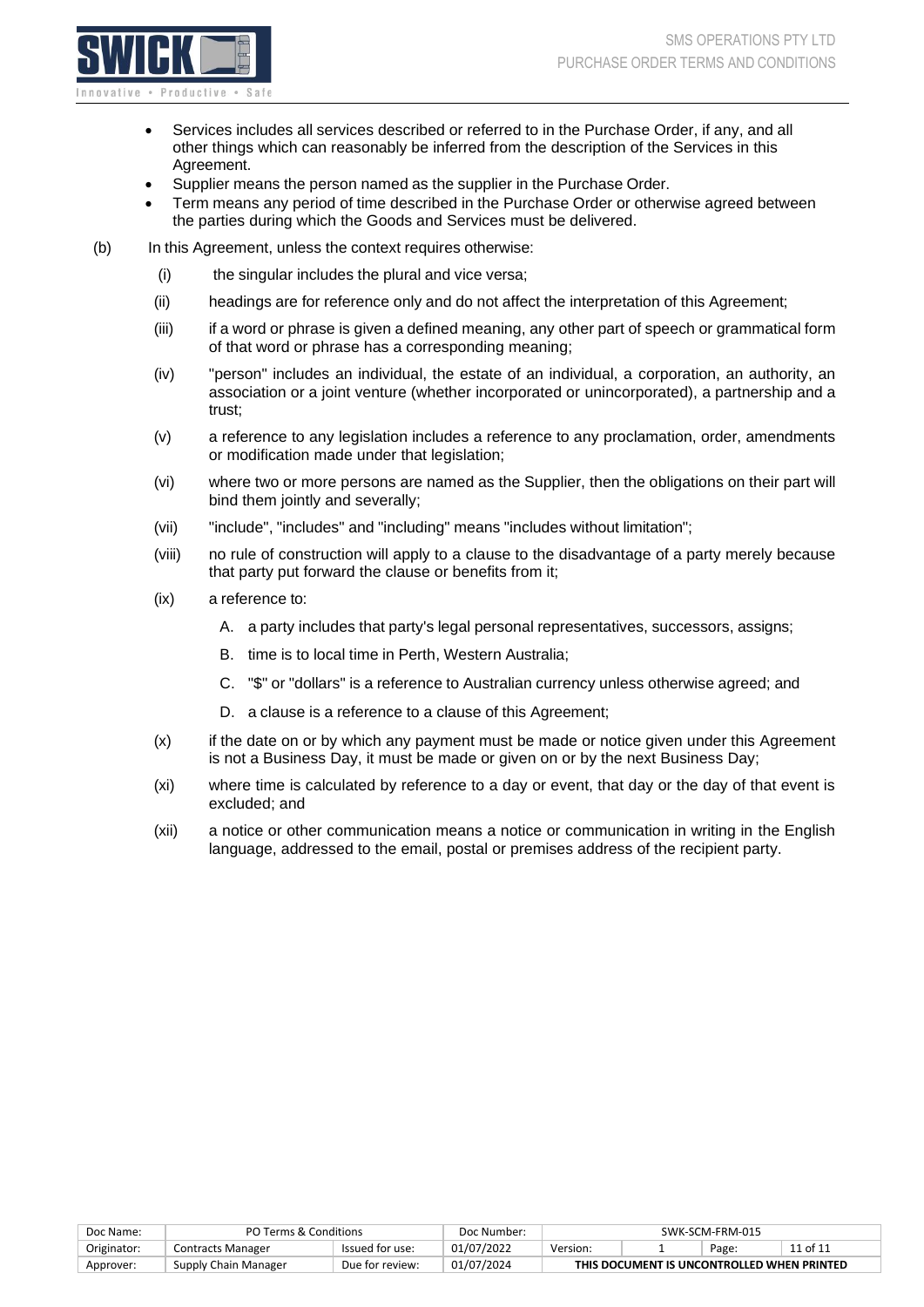- Services includes all services described or referred to in the Purchase Order, if any, and all other things which can reasonably be inferred from the description of the Services in this Agreement.
- Supplier means the person named as the supplier in the Purchase Order.
- Term means any period of time described in the Purchase Order or otherwise agreed between the parties during which the Goods and Services must be delivered.

(b) In this Agreement, unless the context requires otherwise:

(i) the singular includes the plural and vice versa;

(ii) headings are for reference only and do not affect the interpretation of this Agreement;

(iii) if a word or phrase is given a defined meaning, any other part of speech or grammatical form of that word or phrase has a corresponding meaning;

(iv) "person" includes an individual, the estate of an individual, a corporation, an authority, an association or a joint venture (whether incorporated or unincorporated), a partnership and a trust;

(v) a reference to any legislation includes a reference to any proclamation, order, amendments or modification made under that legislation;

(vi) where two or more persons are named as the Supplier, then the obligations on their part will bind them jointly and severally;

(vii) "include", "includes" and "including" means "includes without limitation";

(viii) no rule of construction will apply to a clause to the disadvantage of a party merely because that party put forward the clause or benefits from it;

(ix) a reference to:

A. a party includes that party's legal personal representatives, successors, assigns;

B. time is to local time in Perth, Western Australia;

C. "$" or "dollars" is a reference to Australian currency unless otherwise agreed; and

D. a clause is a reference to a clause of this Agreement;

(x) if the date on or by which any payment must be made or notice given under this Agreement is not a Business Day, it must be made or given on or by the next Business Day;

(xi) where time is calculated by reference to a day or event, that day or the day of that event is excluded; and

(xii) a notice or other communication means a notice or communication in writing in the English language, addressed to the email, postal or premises address of the recipient party.